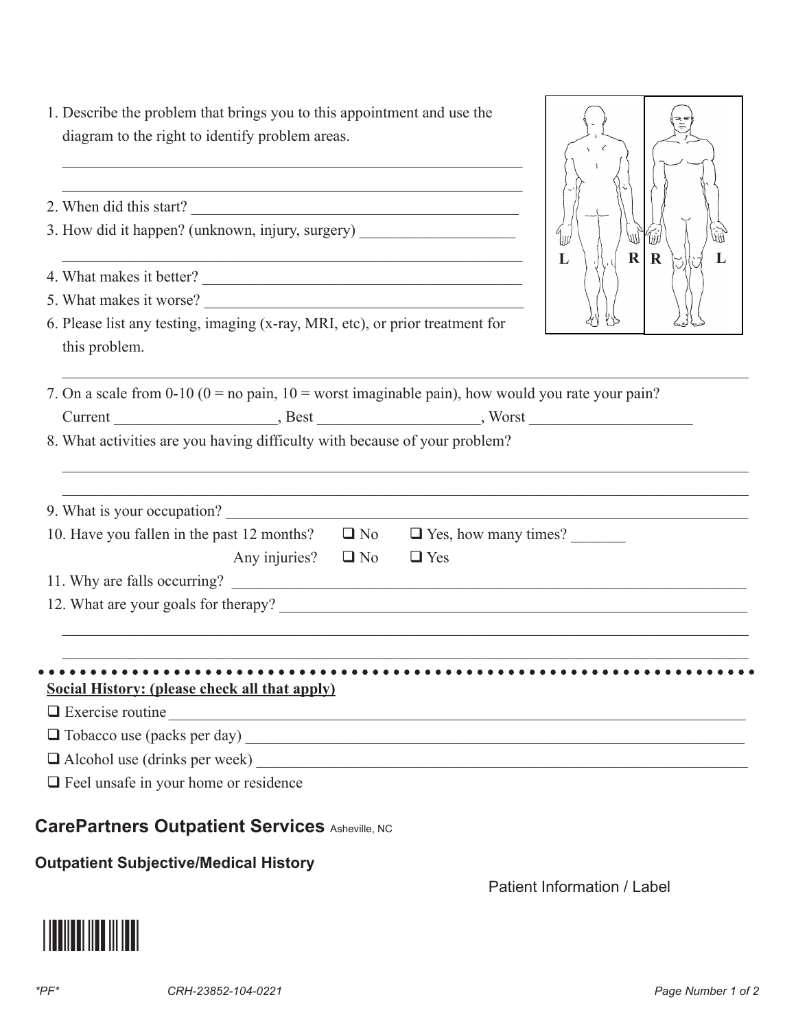1. Describe the problem that brings you to this appointment and use the diagram to the right to identify problem areas.

   ______________________________________________________________

   ______________________________________________________________

2. When did this start? ____________________________________________
3. How did it happen? (unknown, injury, surgery) ____________________

   ______________________________________________________________

4. What makes it better? ___________________________________________
5. What makes it worse? ___________________________________________
6. Please list any testing, imaging (x-ray, MRI, etc), or prior treatment for this problem.

   ______________________________________________________________

L R R L

7. On a scale from 0-10 (0 = no pain, 10 = worst imaginable pain), how would you rate your pain?

   Current ____________________, Best ____________________, Worst ____________________

8. What activities are you having difficulty with because of your problem?

   ______________________________________________________________

   ______________________________________________________________

9. What is your occupation? _______________________________________
10. Have you fallen in the past 12 months? ❑ No ❑ Yes, how many times? _______

    Any injuries? ❑ No ❑ Yes

11. Why are falls occurring? ______________________________________
12. What are your goals for therapy? ________________________________

    ______________________________________________________________

    ______________________________________________________________

**Social History: (please check all that apply)**

❑ Exercise routine ______________________________________________

❑ Tobacco use (packs per day) ____________________________________

❑ Alcohol use (drinks per week) ___________________________________

❑ Feel unsafe in your home or residence

## CarePartners Outpatient Services Asheville, NC

### Outpatient Subjective/Medical History

Patient Information / Label

*PF* CRH-23852-104-0221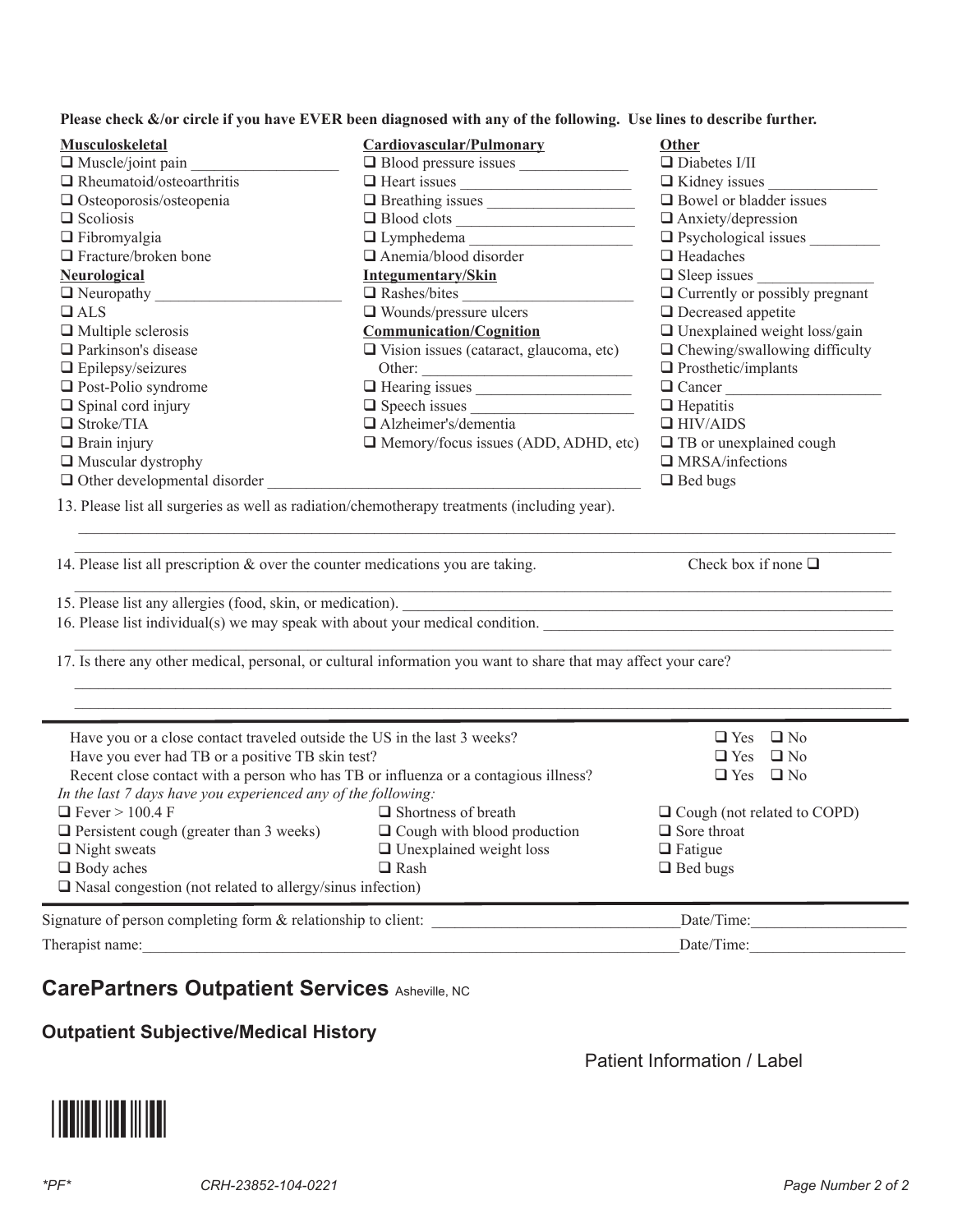**Please check &/or circle if you have EVER been diagnosed with any of the following. Use lines to describe further.**

**Musculoskeletal**
- ❑ Muscle/joint pain ___________________
- ❑ Rheumatoid/osteoarthritis
- ❑ Osteoporosis/osteopenia
- ❑ Scoliosis
- ❑ Fibromyalgia
- ❑ Fracture/broken bone

**Neurological**
- ❑ Neuropathy ________________________
- ❑ ALS
- ❑ Multiple sclerosis
- ❑ Parkinson's disease
- ❑ Epilepsy/seizures
- ❑ Post-Polio syndrome
- ❑ Spinal cord injury
- ❑ Stroke/TIA
- ❑ Brain injury
- ❑ Muscular dystrophy
- ❑ Other developmental disorder ______________________________________________

**Cardiovascular/Pulmonary**
- ❑ Blood pressure issues ______________
- ❑ Heart issues _____________________
- ❑ Breathing issues __________________
- ❑ Blood clots ______________________
- ❑ Lymphedema ____________________
- ❑ Anemia/blood disorder

**Integumentary/Skin**
- ❑ Rashes/bites _____________________
- ❑ Wounds/pressure ulcers

**Communication/Cognition**
- ❑ Vision issues (cataract, glaucoma, etc)
  Other: ____________________________
- ❑ Hearing issues ___________________
- ❑ Speech issues ____________________
- ❑ Alzheimer's/dementia
- ❑ Memory/focus issues (ADD, ADHD, etc)

**Other**
- ❑ Diabetes I/II
- ❑ Kidney issues _____________
- ❑ Bowel or bladder issues
- ❑ Anxiety/depression
- ❑ Psychological issues _________
- ❑ Headaches
- ❑ Sleep issues _______________
- ❑ Currently or possibly pregnant
- ❑ Decreased appetite
- ❑ Unexplained weight loss/gain
- ❑ Chewing/swallowing difficulty
- ❑ Prosthetic/implants
- ❑ Cancer ____________________
- ❑ Hepatitis
- ❑ HIV/AIDS
- ❑ TB or unexplained cough
- ❑ MRSA/infections
- ❑ Bed bugs

13. Please list all surgeries as well as radiation/chemotherapy treatments (including year).

________________________________________________________________________________

________________________________________________________________________________

14. Please list all prescription & over the counter medications you are taking. Check box if none ❑

________________________________________________________________________________

15. Please list any allergies (food, skin, or medication). ________________________________________

16. Please list individual(s) we may speak with about your medical condition. ________________________

________________________________________________________________________________

17. Is there any other medical, personal, or cultural information you want to share that may affect your care?

________________________________________________________________________________

________________________________________________________________________________

| | |
|---|---|
| Have you or a close contact traveled outside the US in the last 3 weeks? | ❑ Yes ❑ No |
| Have you ever had TB or a positive TB skin test? | ❑ Yes ❑ No |
| Recent close contact with a person who has TB or influenza or a contagious illness? | ❑ Yes ❑ No |

*In the last 7 days have you experienced any of the following:*

- ❑ Fever > 100.4 F
- ❑ Persistent cough (greater than 3 weeks)
- ❑ Night sweats
- ❑ Body aches
- ❑ Nasal congestion (not related to allergy/sinus infection)
- ❑ Shortness of breath
- ❑ Cough with blood production
- ❑ Unexplained weight loss
- ❑ Rash
- ❑ Cough (not related to COPD)
- ❑ Sore throat
- ❑ Fatigue
- ❑ Bed bugs

Signature of person completing form & relationship to client: ______________________________ Date/Time: ___________________

Therapist name: _____________________________________________________________________ Date/Time: ___________________

## CarePartners Outpatient Services Asheville, NC

### Outpatient Subjective/Medical History

Patient Information / Label

*PF* CRH-23852-104-0221